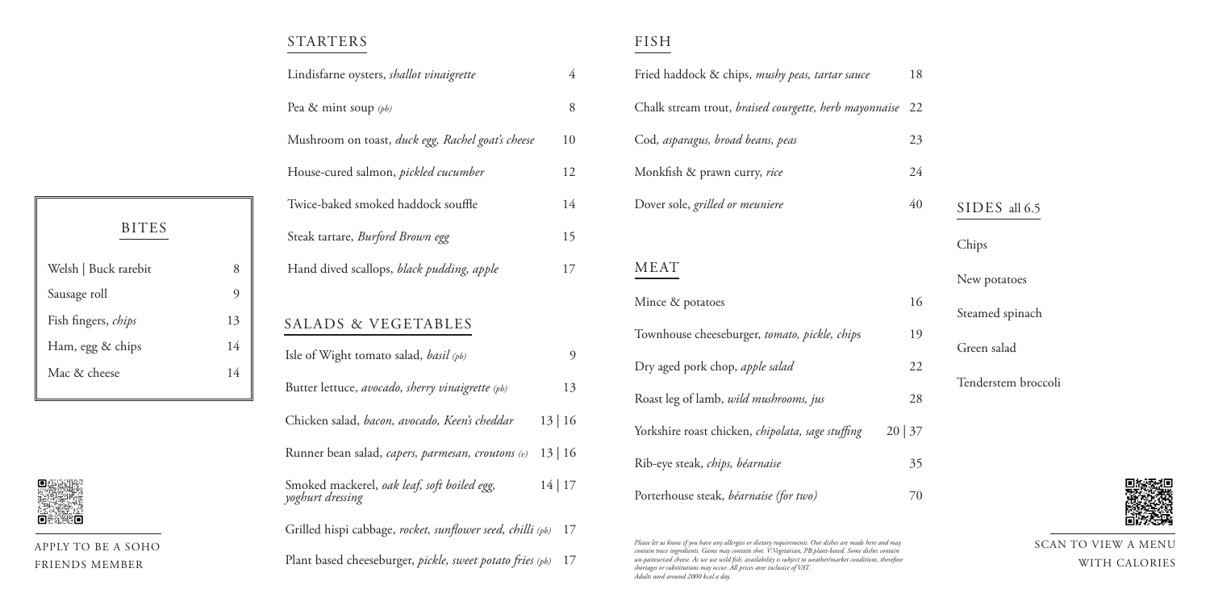## BITES

| Item | Price |
| --- | --- |
| Welsh \| Buck rarebit | 8 |
| Sausage roll | 9 |
| Fish fingers, *chips* | 13 |
| Ham, egg & chips | 14 |
| Mac & cheese | 14 |

APPLY TO BE A SOHO FRIENDS MEMBER

## STARTERS

| Item | Price |
| --- | --- |
| Lindisfarne oysters, *shallot vinaigrette* | 4 |
| Pea & mint soup *(pb)* | 8 |
| Mushroom on toast, *duck egg, Rachel goat's cheese* | 10 |
| House-cured salmon, *pickled cucumber* | 12 |
| Twice-baked smoked haddock souffle | 14 |
| Steak tartare, *Burford Brown egg* | 15 |
| Hand dived scallops, *black pudding, apple* | 17 |

## SALADS & VEGETABLES

| Item | Price |
| --- | --- |
| Isle of Wight tomato salad, *basil (pb)* | 9 |
| Butter lettuce, *avocado, sherry vinaigrette (pb)* | 13 |
| Chicken salad, *bacon, avocado, Keen's cheddar* | 13 \| 16 |
| Runner bean salad, *capers, parmesan, croutons (v)* | 13 \| 16 |
| Smoked mackerel, *oak leaf, soft boiled egg, yoghurt dressing* | 14 \| 17 |
| Grilled hispi cabbage, *rocket, sunflower seed, chilli (pb)* | 17 |
| Plant based cheeseburger, *pickle, sweet potato fries (pb)* | 17 |

## FISH

| Item | Price |
| --- | --- |
| Fried haddock & chips, *mushy peas, tartar sauce* | 18 |
| Chalk stream trout, *braised courgette, herb mayonnaise* | 22 |
| Cod, *asparagus, broad beans, peas* | 23 |
| Monkfish & prawn curry, *rice* | 24 |
| Dover sole, *grilled or meuniere* | 40 |

## MEAT

| Item | Price |
| --- | --- |
| Mince & potatoes | 16 |
| Townhouse cheeseburger, *tomato, pickle, chips* | 19 |
| Dry aged pork chop, *apple salad* | 22 |
| Roast leg of lamb, *wild mushrooms, jus* | 28 |
| Yorkshire roast chicken, *chipolata, sage stuffing* | 20 \| 37 |
| Rib-eye steak, *chips, béarnaise* | 35 |
| Porterhouse steak, *béarnaise (for two)* | 70 |

*Please let us know if you have any allergies or dietary requirements. Our dishes are made here and may contain trace ingredients. Game may contain shot. V:Vegetarian, PB:plant-based. Some dishes contain un-pasteurised cheese. As we use wild fish, availability is subject to weather/market conditions, therefore shortages or substitutions may occur. All prices aree inclusive of VAT. Adults need around 2000 kcal a day.*

## SIDES all 6.5

- Chips
- New potatoes
- Steamed spinach
- Green salad
- Tenderstem broccoli

SCAN TO VIEW A MENU WITH CALORIES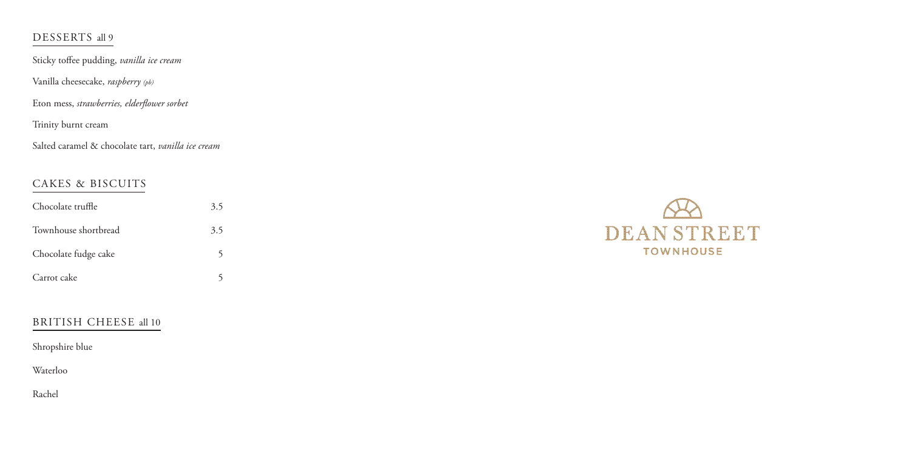## DESSERTS all 9

Sticky toffee pudding, *vanilla ice cream*

Vanilla cheesecake, *raspberry (pb)*

Eton mess, *strawberries, elderflower sorbet*

Trinity burnt cream

Salted caramel & chocolate tart, *vanilla ice cream*

## CAKES & BISCUITS

| | |
|---|---|
| Chocolate truffle | 3.5 |
| Townhouse shortbread | 3.5 |
| Chocolate fudge cake | 5 |
| Carrot cake | 5 |

## BRITISH CHEESE all 10

Shropshire blue

Waterloo

Rachel

DEAN STREET

TOWNHOUSE